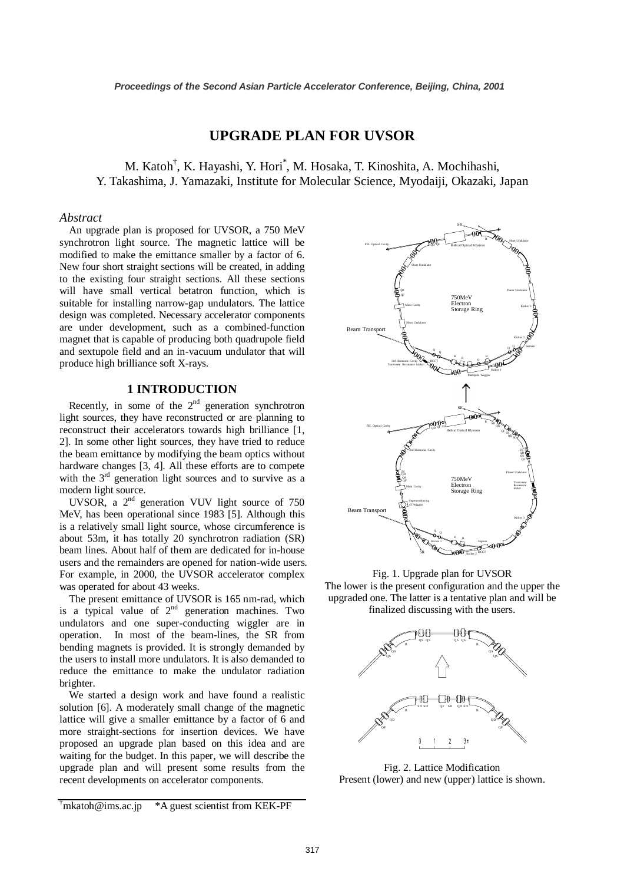# UPGRADE PLAN FOR UVSOR

M. Katoh[†], K. Hayashi, Y. Hori[*], M. Hosaka, T. Kinoshita, A. Mochihashi, Y. Takashima, J. Yamazaki, Institute for Molecular Science, Myodaiji, Okazaki, Japan

## *Abstract*

An upgrade plan is proposed for UVSOR, a 750 MeV synchrotron light source. The magnetic lattice will be modified to make the emittance smaller by a factor of 6. New four short straight sections will be created, in adding to the existing four straight sections. All these sections will have small vertical betatron function, which is suitable for installing narrow-gap undulators. The lattice design was completed. Necessary accelerator components are under development, such as a combined-function magnet that is capable of producing both quadrupole field and sextupole field and an in-vacuum undulator that will produce high brilliance soft X-rays.

## 1 INTRODUCTION

Recently, in some of the 2nd generation synchrotron light sources, they have reconstructed or are planning to reconstruct their accelerators towards high brilliance [1, 2]. In some other light sources, they have tried to reduce the beam emittance by modifying the beam optics without hardware changes [3, 4]. All these efforts are to compete with the 3rd generation light sources and to survive as a modern light source.

UVSOR, a 2nd generation VUV light source of 750 MeV, has been operational since 1983 [5]. Although this is a relatively small light source, whose circumference is about 53m, it has totally 20 synchrotron radiation (SR) beam lines. About half of them are dedicated for in-house users and the remainders are opened for nation-wide users. For example, in 2000, the UVSOR accelerator complex was operated for about 43 weeks.

The present emittance of UVSOR is 165 nm-rad, which is a typical value of 2nd generation machines. Two undulators and one super-conducting wiggler are in operation. In most of the beam-lines, the SR from bending magnets is provided. It is strongly demanded by the users to install more undulators. It is also demanded to reduce the emittance to make the undulator radiation brighter.

We started a design work and have found a realistic solution [6]. A moderately small change of the magnetic lattice will give a smaller emittance by a factor of 6 and more straight-sections for insertion devices. We have proposed an upgrade plan based on this idea and are waiting for the budget. In this paper, we will describe the upgrade plan and will present some results from the recent developments on accelerator components.

Fig. 1. Upgrade plan for UVSOR
The lower is the present configuration and the upper the upgraded one. The latter is a tentative plan and will be finalized discussing with the users.

Fig. 2. Lattice Modification
Present (lower) and new (upper) lattice is shown.

---

[†]mkatoh@ims.ac.jp *A guest scientist from KEK-PF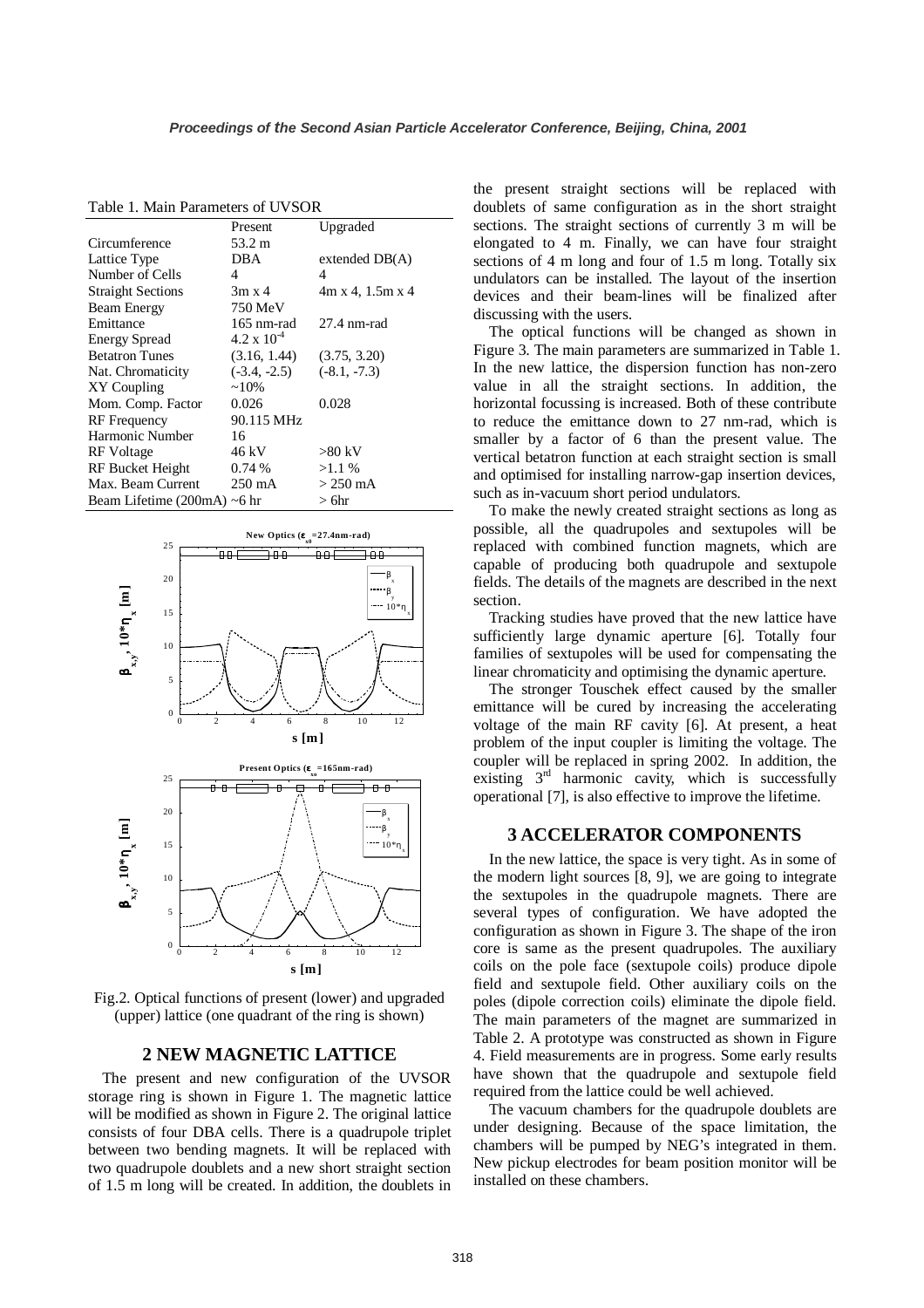Table 1. Main Parameters of UVSOR

| | Present | Upgraded |
|---|---|---|
| Circumference | 53.2 m | |
| Lattice Type | DBA | extended DB(A) |
| Number of Cells | 4 | 4 |
| Straight Sections | 3m x 4 | 4m x 4, 1.5m x 4 |
| Beam Energy | 750 MeV | |
| Emittance | 165 nm-rad | 27.4 nm-rad |
| Energy Spread | $4.2 \times 10^{-4}$ | |
| Betatron Tunes | (3.16, 1.44) | (3.75, 3.20) |
| Nat. Chromaticity | (-3.4, -2.5) | (-8.1, -7.3) |
| XY Coupling | ~10% | |
| Mom. Comp. Factor | 0.026 | 0.028 |
| RF Frequency | 90.115 MHz | |
| Harmonic Number | 16 | |
| RF Voltage | 46 kV | >80 kV |
| RF Bucket Height | 0.74 % | >1.1 % |
| Max. Beam Current | 250 mA | > 250 mA |
| Beam Lifetime (200mA) | ~6 hr | > 6hr |

Fig.2. Optical functions of present (lower) and upgraded (upper) lattice (one quadrant of the ring is shown)

## 2 NEW MAGNETIC LATTICE

The present and new configuration of the UVSOR storage ring is shown in Figure 1. The magnetic lattice will be modified as shown in Figure 2. The original lattice consists of four DBA cells. There is a quadrupole triplet between two bending magnets. It will be replaced with two quadrupole doublets and a new short straight section of 1.5 m long will be created. In addition, the doublets in the present straight sections will be replaced with doublets of same configuration as in the short straight sections. The straight sections of currently 3 m will be elongated to 4 m. Finally, we can have four straight sections of 4 m long and four of 1.5 m long. Totally six undulators can be installed. The layout of the insertion devices and their beam-lines will be finalized after discussing with the users.

The optical functions will be changed as shown in Figure 3. The main parameters are summarized in Table 1. In the new lattice, the dispersion function has non-zero value in all the straight sections. In addition, the horizontal focussing is increased. Both of these contribute to reduce the emittance down to 27 nm-rad, which is smaller by a factor of 6 than the present value. The vertical betatron function at each straight section is small and optimised for installing narrow-gap insertion devices, such as in-vacuum short period undulators.

To make the newly created straight sections as long as possible, all the quadrupoles and sextupoles will be replaced with combined function magnets, which are capable of producing both quadrupole and sextupole fields. The details of the magnets are described in the next section.

Tracking studies have proved that the new lattice have sufficiently large dynamic aperture [6]. Totally four families of sextupoles will be used for compensating the linear chromaticity and optimising the dynamic aperture.

The stronger Touschek effect caused by the smaller emittance will be cured by increasing the accelerating voltage of the main RF cavity [6]. At present, a heat problem of the input coupler is limiting the voltage. The coupler will be replaced in spring 2002. In addition, the existing 3rd harmonic cavity, which is successfully operational [7], is also effective to improve the lifetime.

## 3 ACCELERATOR COMPONENTS

In the new lattice, the space is very tight. As in some of the modern light sources [8, 9], we are going to integrate the sextupoles in the quadrupole magnets. There are several types of configuration. We have adopted the configuration as shown in Figure 3. The shape of the iron core is same as the present quadrupoles. The auxiliary coils on the pole face (sextupole coils) produce dipole field and sextupole field. Other auxiliary coils on the poles (dipole correction coils) eliminate the dipole field. The main parameters of the magnet are summarized in Table 2. A prototype was constructed as shown in Figure 4. Field measurements are in progress. Some early results have shown that the quadrupole and sextupole field required from the lattice could be well achieved.

The vacuum chambers for the quadrupole doublets are under designing. Because of the space limitation, the chambers will be pumped by NEG's integrated in them. New pickup electrodes for beam position monitor will be installed on these chambers.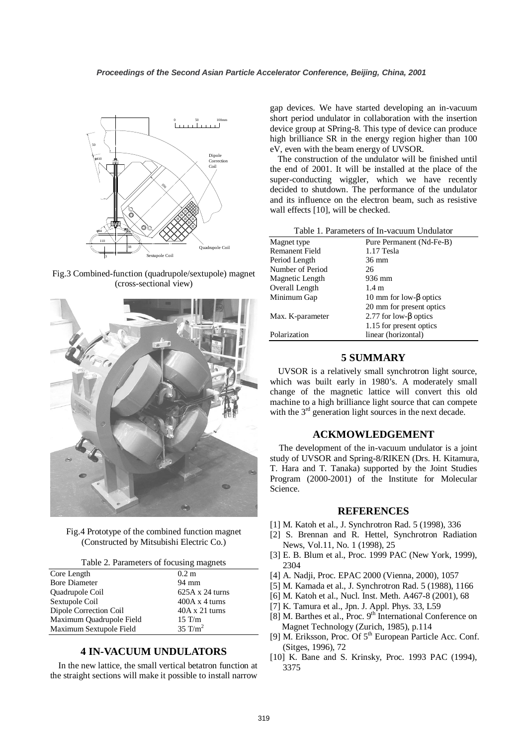0 50 100mm

50

φ410

Dipole Correction Coil

Quadrupole Coil

Sextupole Coil

φ94

110

38

Fig.3 Combined-function (quadrupole/sextupole) magnet (cross-sectional view)

Fig.4 Prototype of the combined function magnet (Constructed by Mitsubishi Electric Co.)

Table 2. Parameters of focusing magnets

| | |
|---|---|
| Core Length | 0.2 m |
| Bore Diameter | 94 mm |
| Quadrupole Coil | 625A x 24 turns |
| Sextupole Coil | 400A x 4 turns |
| Dipole Correction Coil | 40A x 21 turns |
| Maximum Quadrupole Field | 15 T/m |
| Maximum Sextupole Field | 35 T/m$^2$ |

## 4 IN-VACUUM UNDULATORS

In the new lattice, the small vertical betatron function at the straight sections will make it possible to install narrow gap devices. We have started developing an in-vacuum short period undulator in collaboration with the insertion device group at SPring-8. This type of device can produce high brilliance SR in the energy region higher than 100 eV, even with the beam energy of UVSOR.

The construction of the undulator will be finished until the end of 2001. It will be installed at the place of the super-conducting wiggler, which we have recently decided to shutdown. The performance of the undulator and its influence on the electron beam, such as resistive wall effects [10], will be checked.

Table 1. Parameters of In-vacuum Undulator

| | |
|---|---|
| Magnet type | Pure Permanent (Nd-Fe-B) |
| Remanent Field | 1.17 Tesla |
| Period Length | 36 mm |
| Number of Period | 26 |
| Magnetic Length | 936 mm |
| Overall Length | 1.4 m |
| Minimum Gap | 10 mm for low-β optics<br>20 mm for present optics |
| Max. K-parameter | 2.77 for low-β optics<br>1.15 for present optics |
| Polarization | linear (horizontal) |

## 5 SUMMARY

UVSOR is a relatively small synchrotron light source, which was built early in 1980's. A moderately small change of the magnetic lattice will convert this old machine to a high brilliance light source that can compete with the 3rd generation light sources in the next decade.

## ACKMOWLEDGEMENT

The development of the in-vacuum undulator is a joint study of UVSOR and Spring-8/RIKEN (Drs. H. Kitamura, T. Hara and T. Tanaka) supported by the Joint Studies Program (2000-2001) of the Institute for Molecular Science.

## REFERENCES

[1] M. Katoh et al., J. Synchrotron Rad. 5 (1998), 336

[2] S. Brennan and R. Hettel, Synchrotron Radiation News, Vol.11, No. 1 (1998), 25

[3] E. B. Blum et al., Proc. 1999 PAC (New York, 1999), 2304

[4] A. Nadji, Proc. EPAC 2000 (Vienna, 2000), 1057

[5] M. Kamada et al., J. Synchrotron Rad. 5 (1988), 1166

[6] M. Katoh et al., Nucl. Inst. Meth. A467-8 (2001), 68

[7] K. Tamura et al., Jpn. J. Appl. Phys. 33, L59

[8] M. Barthes et al., Proc. 9th International Conference on Magnet Technology (Zurich, 1985), p.114

[9] M. Eriksson, Proc. Of 5th European Particle Acc. Conf. (Sitges, 1996), 72

[10] K. Bane and S. Krinsky, Proc. 1993 PAC (1994), 3375